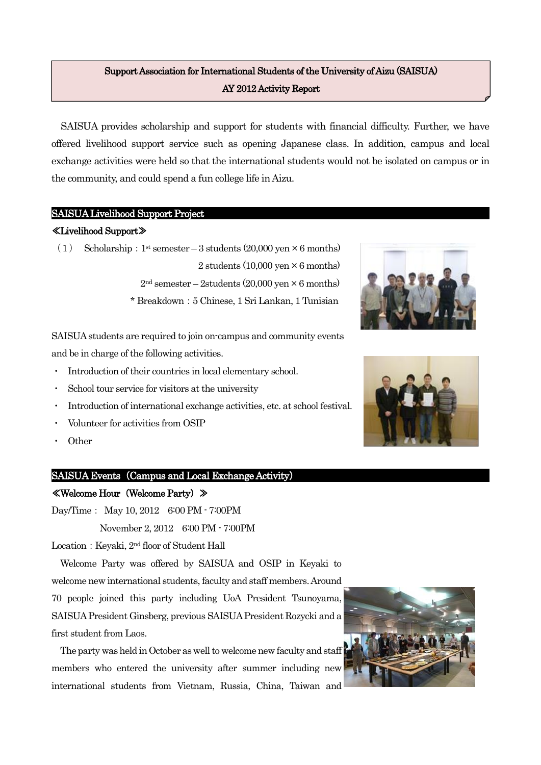# Support Association for International Students of the University of Aizu (SAISUA)
## AY 2012 Activity Report

SAISUA provides scholarship and support for students with financial difficulty. Further, we have offered livelihood support service such as opening Japanese class. In addition, campus and local exchange activities were held so that the international students would not be isolated on campus or in the community, and could spend a fun college life in Aizu.

## SAISUA Livelihood Support Project

### ≪Livelihood Support≫

（1） Scholarship：1st semester – 3 students (20,000 yen × 6 months)
2 students (10,000 yen × 6 months)
2nd semester – 2students (20,000 yen × 6 months)
\* Breakdown：5 Chinese, 1 Sri Lankan, 1 Tunisian

SAISUA students are required to join on-campus and community events and be in charge of the following activities.

- Introduction of their countries in local elementary school.
- School tour service for visitors at the university
- Introduction of international exchange activities, etc. at school festival.
- Volunteer for activities from OSIP
- Other

## SAISUA Events（Campus and Local Exchange Activity）

### ≪Welcome Hour（Welcome Party）≫

Day/Time： May 10, 2012 6:00 PM - 7:00PM
November 2, 2012 6:00 PM - 7:00PM

Location：Keyaki, 2nd floor of Student Hall

Welcome Party was offered by SAISUA and OSIP in Keyaki to welcome new international students, faculty and staff members. Around 70 people joined this party including UoA President Tsunoyama, SAISUA President Ginsberg, previous SAISUA President Rozycki and a first student from Laos.

The party was held in October as well to welcome new faculty and staff members who entered the university after summer including new international students from Vietnam, Russia, China, Taiwan and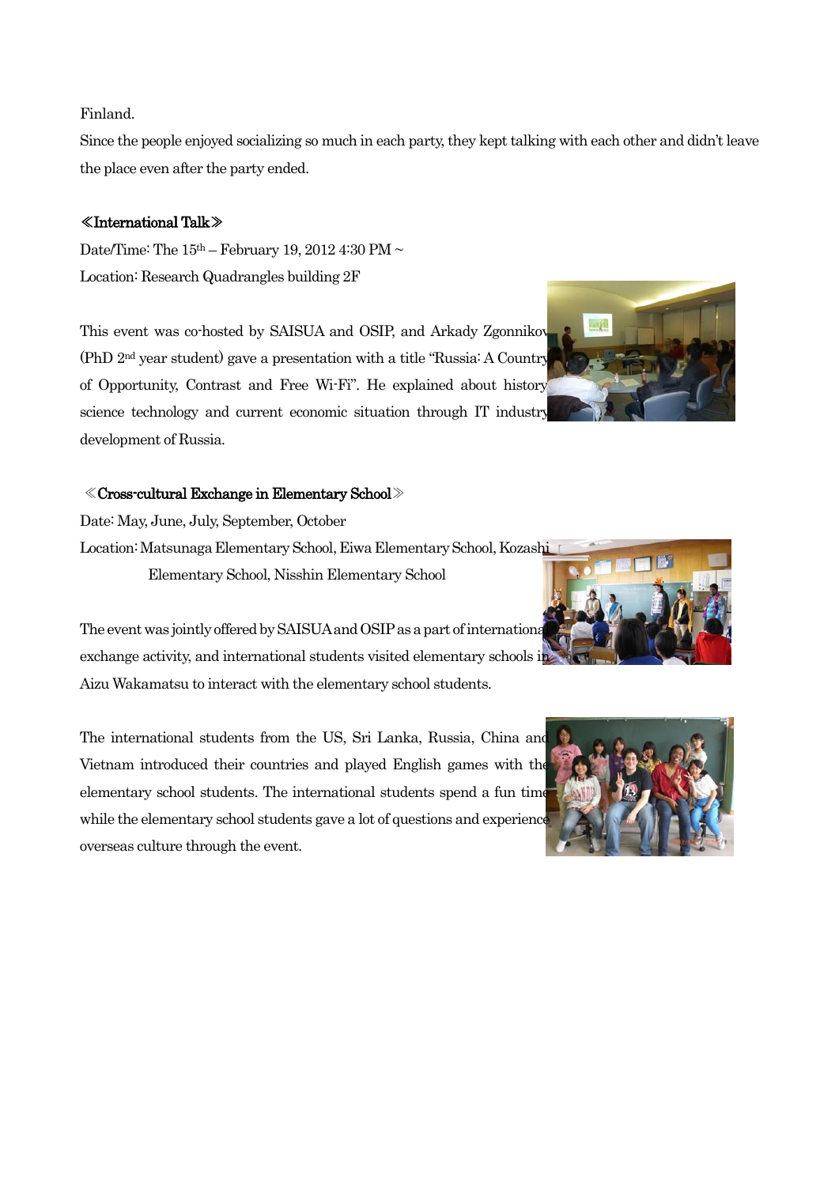Finland.

Since the people enjoyed socializing so much in each party, they kept talking with each other and didn't leave the place even after the party ended.

**≪International Talk≫**

Date/Time: The 15th – February 19, 2012 4:30 PM ~

Location: Research Quadrangles building 2F

This event was co-hosted by SAISUA and OSIP, and Arkady Zgonnikov (PhD 2nd year student) gave a presentation with a title "Russia: A Country of Opportunity, Contrast and Free Wi-Fi". He explained about history, science technology and current economic situation through IT industry development of Russia.

**≪Cross-cultural Exchange in Elementary School≫**

Date: May, June, July, September, October

Location: Matsunaga Elementary School, Eiwa Elementary School, Kozashi Elementary School, Nisshin Elementary School

The event was jointly offered by SAISUA and OSIP as a part of international exchange activity, and international students visited elementary schools in Aizu Wakamatsu to interact with the elementary school students.

The international students from the US, Sri Lanka, Russia, China and Vietnam introduced their countries and played English games with the elementary school students. The international students spend a fun time while the elementary school students gave a lot of questions and experience overseas culture through the event.